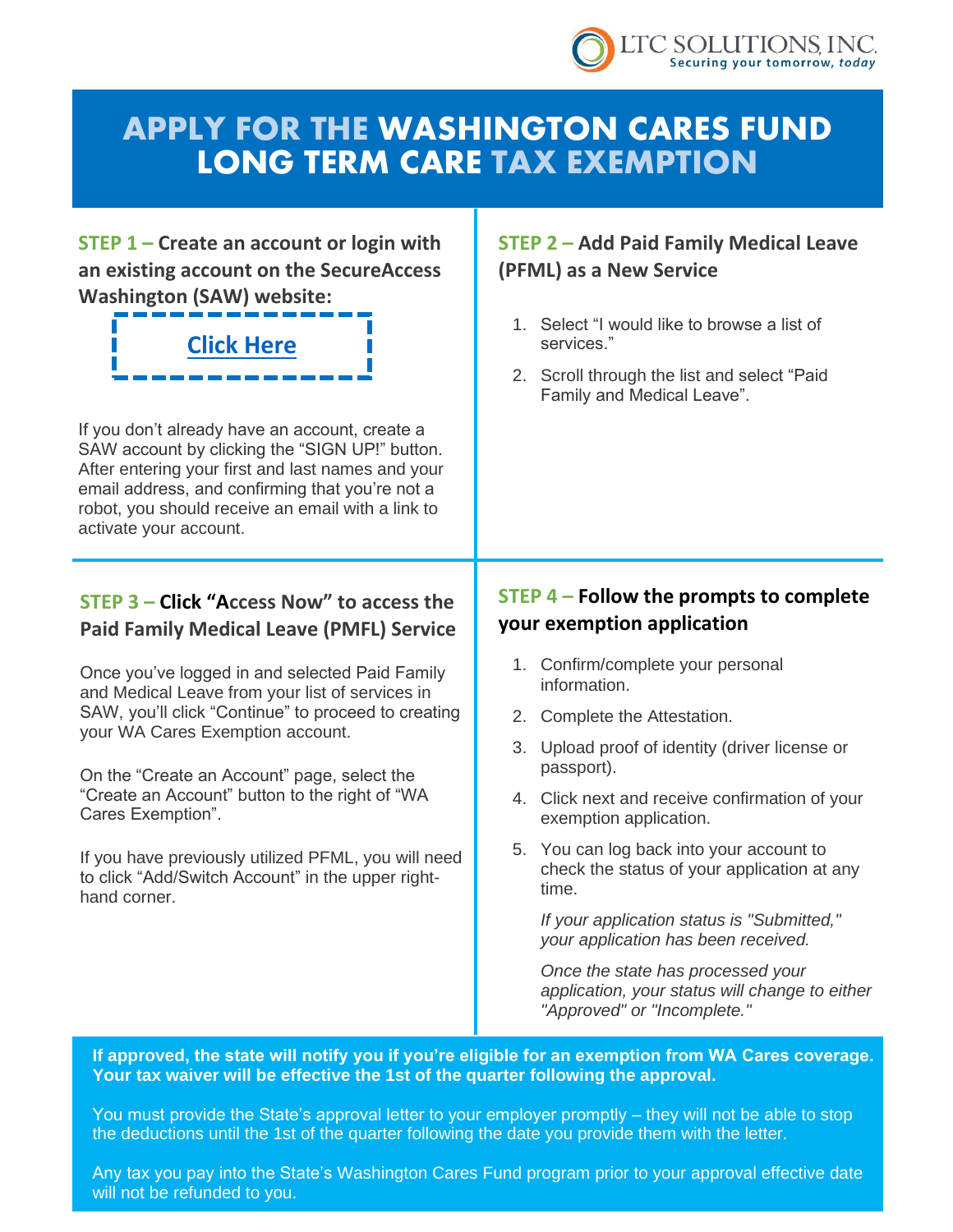LTC SOLUTIONS, INC.
Securing your tomorrow, *today*

# APPLY FOR THE WASHINGTON CARES FUND LONG TERM CARE TAX EXEMPTION

## STEP 1 – Create an account or login with an existing account on the SecureAccess Washington (SAW) website:

**Click Here**

If you don't already have an account, create a SAW account by clicking the "SIGN UP!" button. After entering your first and last names and your email address, and confirming that you're not a robot, you should receive an email with a link to activate your account.

## STEP 2 – Add Paid Family Medical Leave (PFML) as a New Service

1. Select "I would like to browse a list of services."
2. Scroll through the list and select "Paid Family and Medical Leave".

## STEP 3 – Click "Access Now" to access the Paid Family Medical Leave (PMFL) Service

Once you've logged in and selected Paid Family and Medical Leave from your list of services in SAW, you'll click "Continue" to proceed to creating your WA Cares Exemption account.

On the "Create an Account" page, select the "Create an Account" button to the right of "WA Cares Exemption".

If you have previously utilized PFML, you will need to click "Add/Switch Account" in the upper right-hand corner.

## STEP 4 – Follow the prompts to complete your exemption application

1. Confirm/complete your personal information.
2. Complete the Attestation.
3. Upload proof of identity (driver license or passport).
4. Click next and receive confirmation of your exemption application.
5. You can log back into your account to check the status of your application at any time.

   *If your application status is "Submitted," your application has been received.*

   *Once the state has processed your application, your status will change to either "Approved" or "Incomplete."*

**If approved, the state will notify you if you're eligible for an exemption from WA Cares coverage. Your tax waiver will be effective the 1st of the quarter following the approval.**

You must provide the State's approval letter to your employer promptly – they will not be able to stop the deductions until the 1st of the quarter following the date you provide them with the letter.

Any tax you pay into the State's Washington Cares Fund program prior to your approval effective date will not be refunded to you.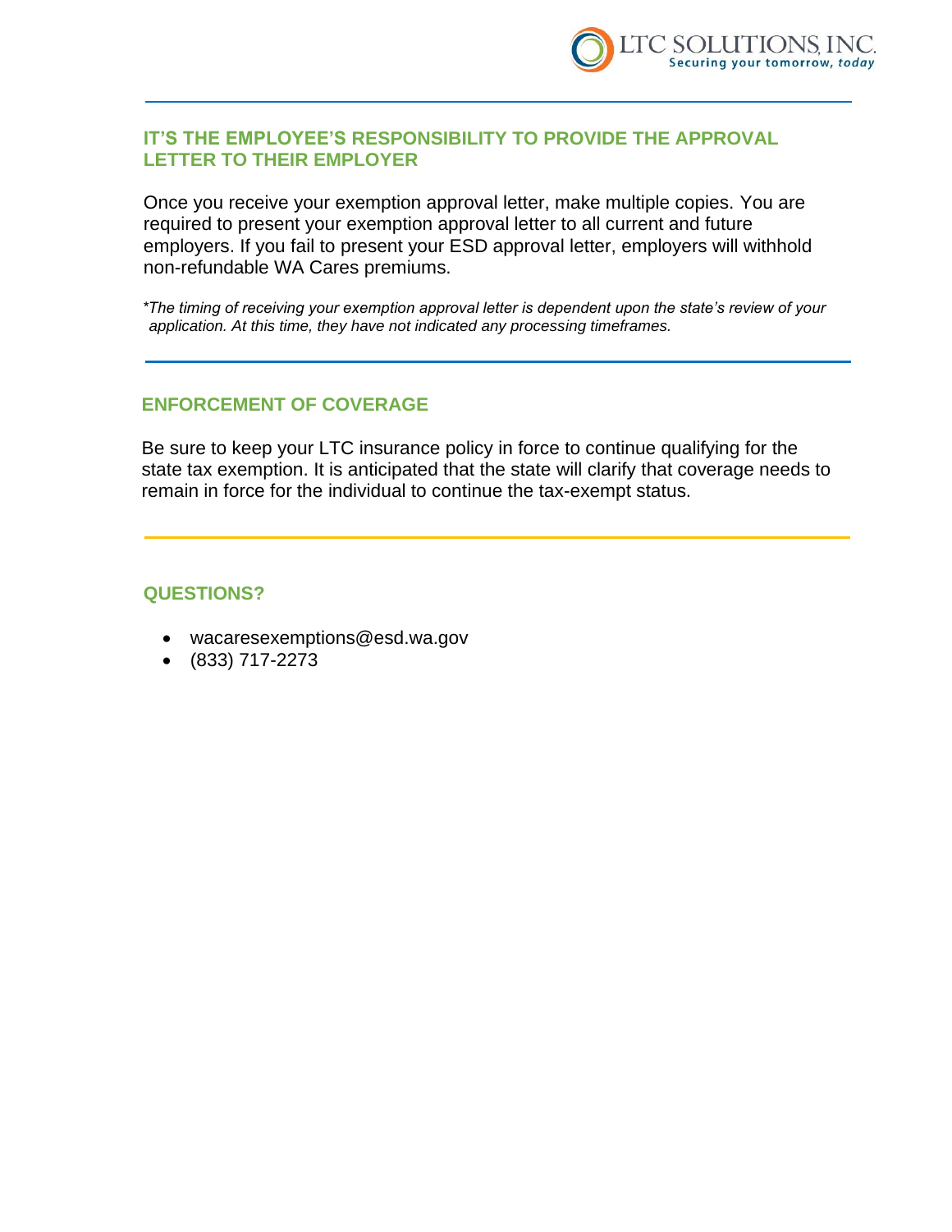## IT'S THE EMPLOYEE'S RESPONSIBILITY TO PROVIDE THE APPROVAL LETTER TO THEIR EMPLOYER

Once you receive your exemption approval letter, make multiple copies. You are required to present your exemption approval letter to all current and future employers. If you fail to present your ESD approval letter, employers will withhold non-refundable WA Cares premiums.

*\*The timing of receiving your exemption approval letter is dependent upon the state's review of your application. At this time, they have not indicated any processing timeframes.*

## ENFORCEMENT OF COVERAGE

Be sure to keep your LTC insurance policy in force to continue qualifying for the state tax exemption. It is anticipated that the state will clarify that coverage needs to remain in force for the individual to continue the tax-exempt status.

## QUESTIONS?

- wacaresexemptions@esd.wa.gov
- (833) 717-2273